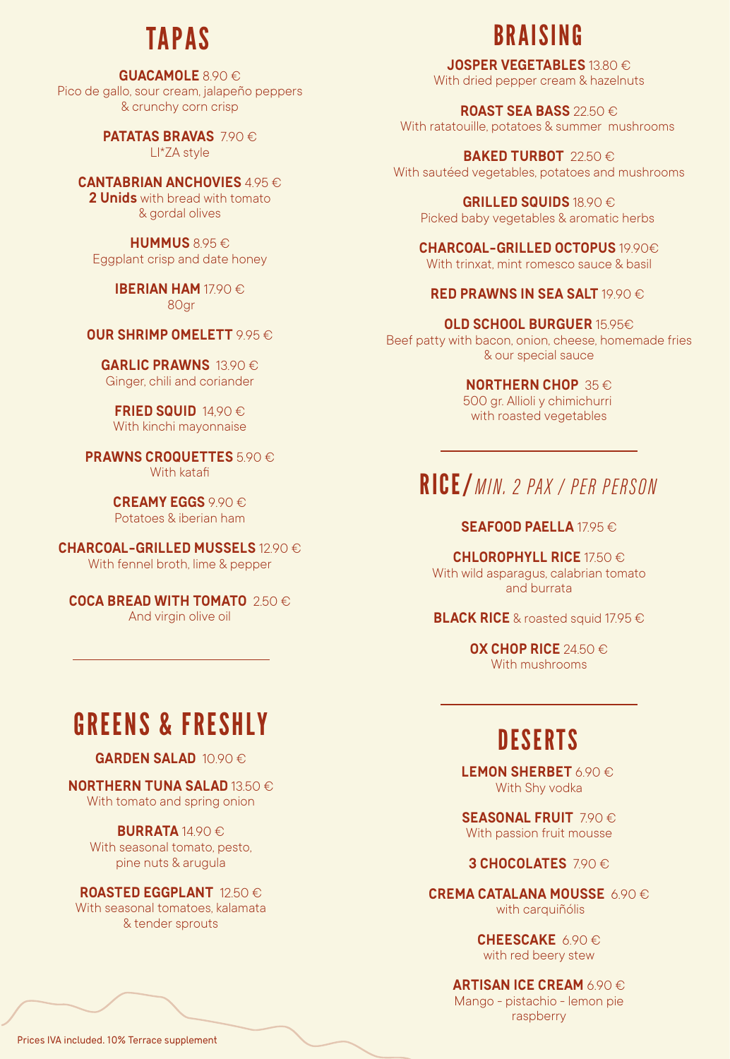# TAPAS

**GUACAMOLE** 8.90 €
Pico de gallo, sour cream, jalapeño peppers & crunchy corn crisp

**PATATAS BRAVAS** 7.90 €
LI*ZA style

**CANTABRIAN ANCHOVIES** 4.95 €
**2 Unids** with bread with tomato & gordal olives

**HUMMUS** 8.95 €
Eggplant crisp and date honey

**IBERIAN HAM** 17.90 €
80gr

**OUR SHRIMP OMELETT** 9.95 €

**GARLIC PRAWNS** 13.90 €
Ginger, chili and coriander

**FRIED SQUID** 14,90 €
With kinchi mayonnaise

**PRAWNS CROQUETTES** 5.90 €
With katafi

**CREAMY EGGS** 9.90 €
Potatoes & iberian ham

**CHARCOAL-GRILLED MUSSELS** 12.90 €
With fennel broth, lime & pepper

**COCA BREAD WITH TOMATO** 2.50 €
And virgin olive oil

# GREENS & FRESHLY

**GARDEN SALAD** 10.90 €

**NORTHERN TUNA SALAD** 13.50 €
With tomato and spring onion

**BURRATA** 14.90 €
With seasonal tomato, pesto, pine nuts & arugula

**ROASTED EGGPLANT** 12.50 €
With seasonal tomatoes, kalamata & tender sprouts

# BRAISING

**JOSPER VEGETABLES** 13.80 €
With dried pepper cream & hazelnuts

**ROAST SEA BASS** 22.50 €
With ratatouille, potatoes & summer mushrooms

**BAKED TURBOT** 22.50 €
With sautéed vegetables, potatoes and mushrooms

**GRILLED SQUIDS** 18.90 €
Picked baby vegetables & aromatic herbs

**CHARCOAL-GRILLED OCTOPUS** 19.90€
With trinxat, mint romesco sauce & basil

**RED PRAWNS IN SEA SALT** 19.90 €

**OLD SCHOOL BURGUER** 15.95€
Beef patty with bacon, onion, cheese, homemade fries & our special sauce

**NORTHERN CHOP** 35 €
500 gr. Allioli y chimichurri with roasted vegetables

# RICE/ *MIN. 2 PAX / PER PERSON*

**SEAFOOD PAELLA** 17.95 €

**CHLOROPHYLL RICE** 17.50 €
With wild asparagus, calabrian tomato and burrata

**BLACK RICE** & roasted squid 17.95 €

**OX CHOP RICE** 24.50 €
With mushrooms

# DESERTS

**LEMON SHERBET** 6.90 €
With Shy vodka

**SEASONAL FRUIT** 7.90 €
With passion fruit mousse

**3 CHOCOLATES** 7.90 €

**CREMA CATALANA MOUSSE** 6.90 €
with carquiñólis

**CHEESCAKE** 6.90 €
with red beery stew

**ARTISAN ICE CREAM** 6.90 €
Mango - pistachio - lemon pie raspberry

Prices IVA included. 10% Terrace supplement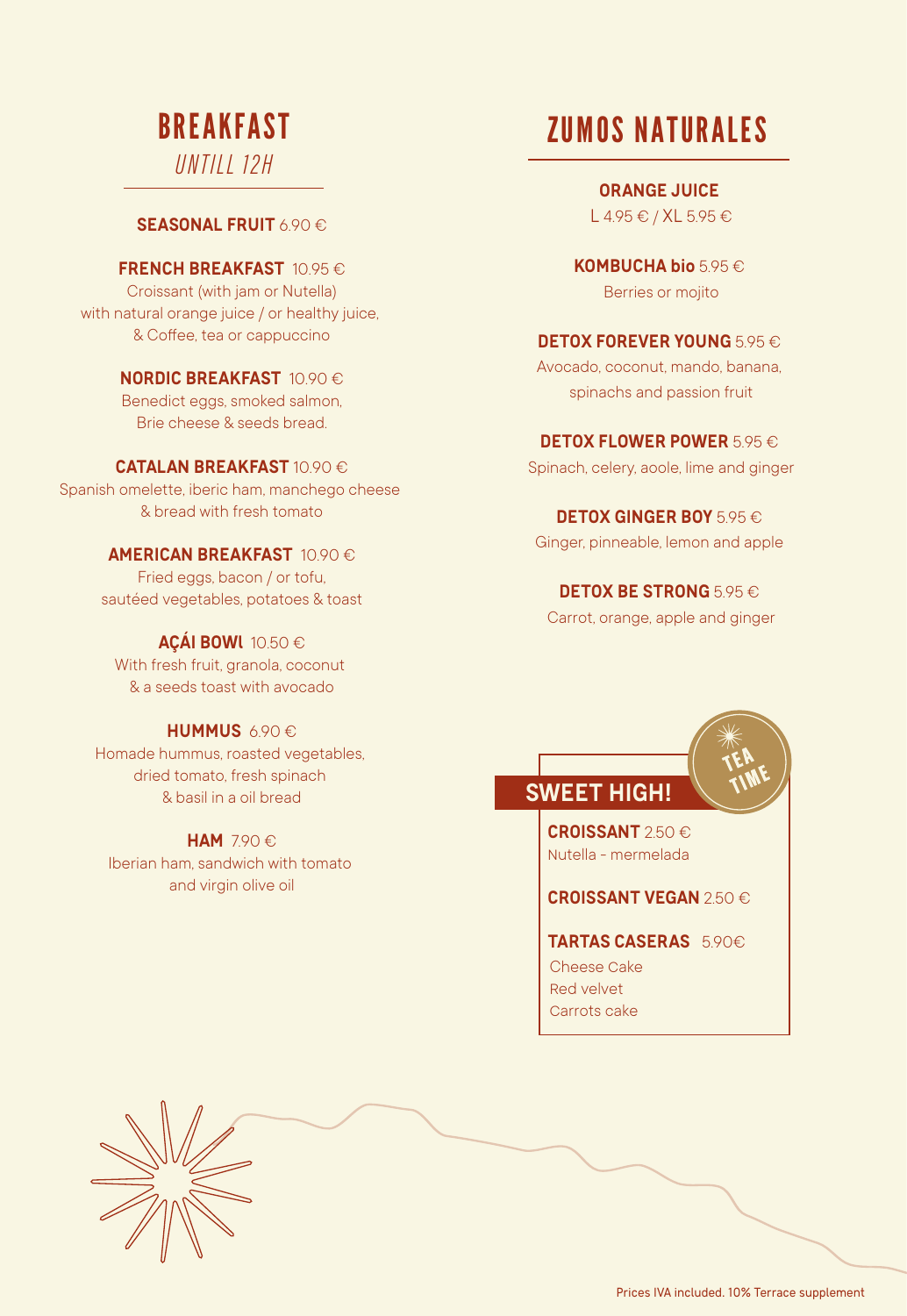# BREAKFAST

*UNTILL 12H*

**SEASONAL FRUIT** 6.90 €

**FRENCH BREAKFAST** 10.95 €
Croissant (with jam or Nutella)
with natural orange juice / or healthy juice,
& Coffee, tea or cappuccino

**NORDIC BREAKFAST** 10.90 €
Benedict eggs, smoked salmon,
Brie cheese & seeds bread.

**CATALAN BREAKFAST** 10.90 €
Spanish omelette, iberic ham, manchego cheese
& bread with fresh tomato

**AMERICAN BREAKFAST** 10.90 €
Fried eggs, bacon / or tofu,
sautéed vegetables, potatoes & toast

**AÇÁI BOWL** 10.50 €
With fresh fruit, granola, coconut
& a seeds toast with avocado

**HUMMUS** 6.90 €
Homade hummus, roasted vegetables,
dried tomato, fresh spinach
& basil in a oil bread

**HAM** 7.90 €
Iberian ham, sandwich with tomato
and virgin olive oil

# ZUMOS NATURALES

**ORANGE JUICE**
L 4.95 € / XL 5.95 €

**KOMBUCHA bio** 5.95 €
Berries or mojito

**DETOX FOREVER YOUNG** 5.95 €
Avocado, coconut, mando, banana,
spinachs and passion fruit

**DETOX FLOWER POWER** 5.95 €
Spinach, celery, aoole, lime and ginger

**DETOX GINGER BOY** 5.95 €
Ginger, pinneable, lemon and apple

**DETOX BE STRONG** 5.95 €
Carrot, orange, apple and ginger

## SWEET HIGH!

TEA TIME

**CROISSANT** 2.50 €
Nutella - mermelada

**CROISSANT VEGAN** 2.50 €

**TARTAS CASERAS** 5.90€
Cheese Cake
Red velvet
Carrots cake

Prices IVA included. 10% Terrace supplement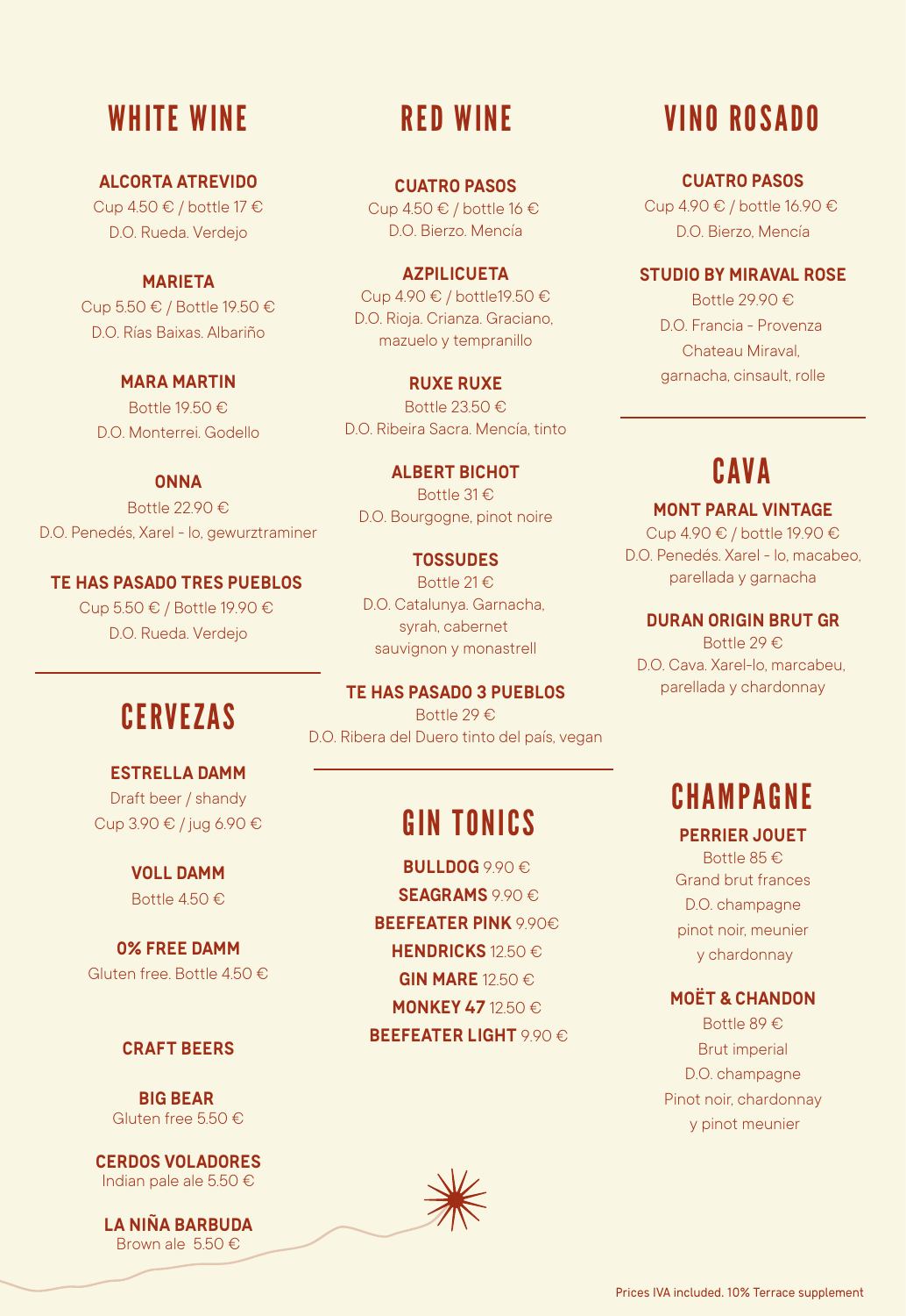# WHITE WINE

**ALCORTA ATREVIDO**
Cup 4.50 € / bottle 17 €
D.O. Rueda. Verdejo

**MARIETA**
Cup 5.50 € / Bottle 19.50 €
D.O. Rías Baixas. Albariño

**MARA MARTIN**
Bottle 19.50 €
D.O. Monterrei. Godello

**ONNA**
Bottle 22.90 €
D.O. Penedés, Xarel - lo, gewurztraminer

**TE HAS PASADO TRES PUEBLOS**
Cup 5.50 € / Bottle 19.90 €
D.O. Rueda. Verdejo

# CERVEZAS

**ESTRELLA DAMM**
Draft beer / shandy
Cup 3.90 € / jug 6.90 €

**VOLL DAMM**
Bottle 4.50 €

**0% FREE DAMM**
Gluten free. Bottle 4.50 €

**CRAFT BEERS**

**BIG BEAR**
Gluten free 5.50 €

**CERDOS VOLADORES**
Indian pale ale 5.50 €

**LA NIÑA BARBUDA**
Brown ale 5.50 €

# RED WINE

**CUATRO PASOS**
Cup 4.50 € / bottle 16 €
D.O. Bierzo. Mencía

**AZPILICUETA**
Cup 4.90 € / bottle19.50 €
D.O. Rioja. Crianza. Graciano, mazuelo y tempranillo

**RUXE RUXE**
Bottle 23.50 €
D.O. Ribeira Sacra. Mencía, tinto

**ALBERT BICHOT**
Bottle 31 €
D.O. Bourgogne, pinot noire

**TOSSUDES**
Bottle 21 €
D.O. Catalunya. Garnacha, syrah, cabernet sauvignon y monastrell

**TE HAS PASADO 3 PUEBLOS**
Bottle 29 €
D.O. Ribera del Duero tinto del país, vegan

# GIN TONICS

**BULLDOG** 9.90 €
**SEAGRAMS** 9.90 €
**BEEFEATER PINK** 9.90€
**HENDRICKS** 12.50 €
**GIN MARE** 12.50 €
**MONKEY 47** 12.50 €
**BEEFEATER LIGHT** 9.90 €

# VINO ROSADO

**CUATRO PASOS**
Cup 4.90 € / bottle 16.90 €
D.O. Bierzo, Mencía

**STUDIO BY MIRAVAL ROSE**
Bottle 29.90 €
D.O. Francia - Provenza
Chateau Miraval,
garnacha, cinsault, rolle

# CAVA

**MONT PARAL VINTAGE**
Cup 4.90 € / bottle 19.90 €
D.O. Penedés. Xarel - lo, macabeo, parellada y garnacha

**DURAN ORIGIN BRUT GR**
Bottle 29 €
D.O. Cava. Xarel-lo, marcabeu, parellada y chardonnay

# CHAMPAGNE

**PERRIER JOUET**
Bottle 85 €
Grand brut frances
D.O. champagne
pinot noir, meunier y chardonnay

**MOËT & CHANDON**
Bottle 89 €
Brut imperial
D.O. champagne
Pinot noir, chardonnay y pinot meunier

Prices IVA included. 10% Terrace supplement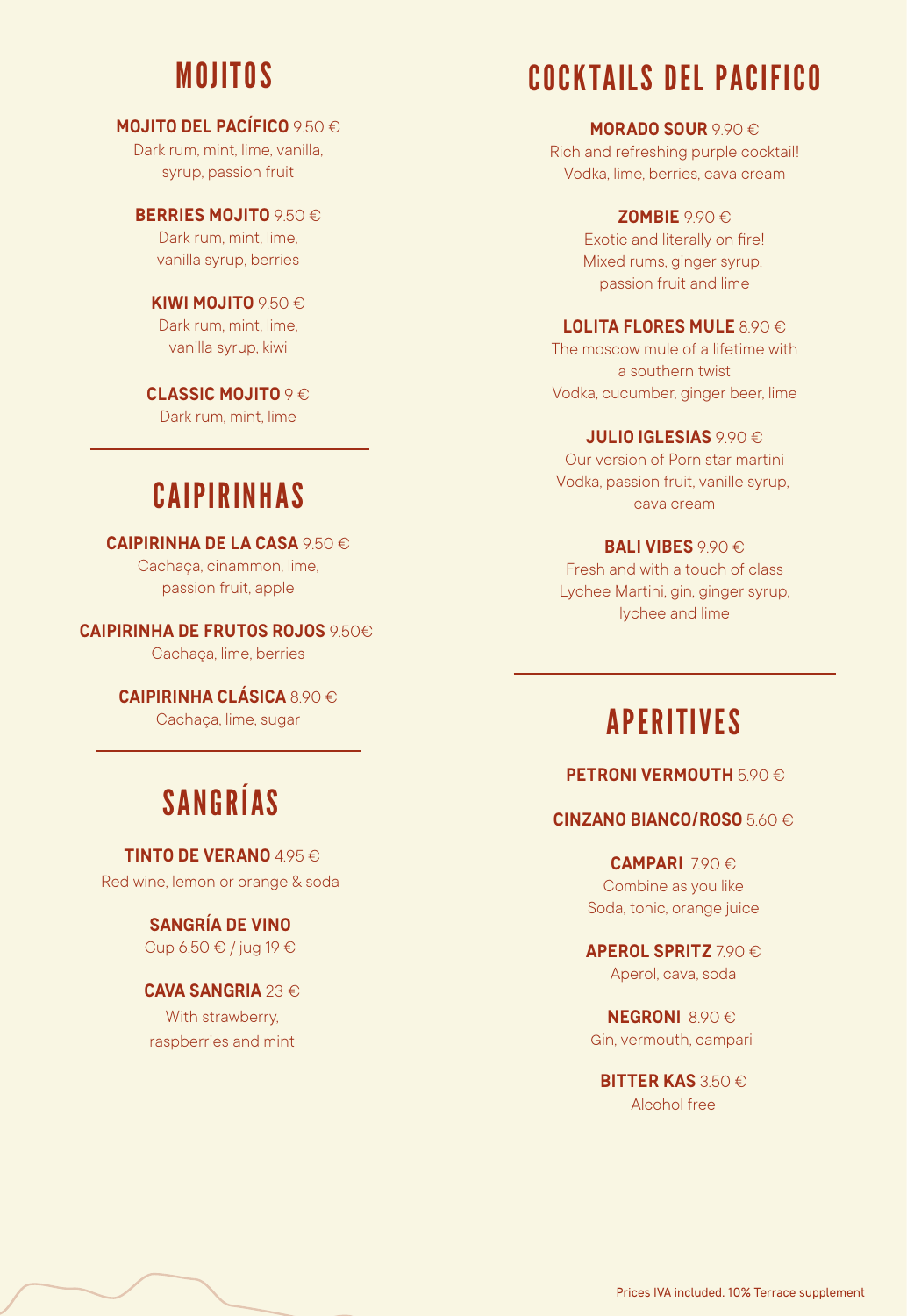## MOJITOS

**MOJITO DEL PACÍFICO** 9.50 €
Dark rum, mint, lime, vanilla, syrup, passion fruit

**BERRIES MOJITO** 9.50 €
Dark rum, mint, lime, vanilla syrup, berries

**KIWI MOJITO** 9.50 €
Dark rum, mint, lime, vanilla syrup, kiwi

**CLASSIC MOJITO** 9 €
Dark rum, mint, lime

## CAIPIRINHAS

**CAIPIRINHA DE LA CASA** 9.50 €
Cachaça, cinammon, lime, passion fruit, apple

**CAIPIRINHA DE FRUTOS ROJOS** 9.50€
Cachaça, lime, berries

**CAIPIRINHA CLÁSICA** 8.90 €
Cachaça, lime, sugar

## SANGRÍAS

**TINTO DE VERANO** 4.95 €
Red wine, lemon or orange & soda

**SANGRÍA DE VINO**
Cup 6.50 € / jug 19 €

**CAVA SANGRIA** 23 €
With strawberry, raspberries and mint

## COCKTAILS DEL PACIFICO

**MORADO SOUR** 9.90 €
Rich and refreshing purple cocktail!
Vodka, lime, berries, cava cream

**ZOMBIE** 9.90 €
Exotic and literally on fire!
Mixed rums, ginger syrup, passion fruit and lime

**LOLITA FLORES MULE** 8.90 €
The moscow mule of a lifetime with a southern twist
Vodka, cucumber, ginger beer, lime

**JULIO IGLESIAS** 9.90 €
Our version of Porn star martini
Vodka, passion fruit, vanille syrup, cava cream

**BALI VIBES** 9.90 €
Fresh and with a touch of class
Lychee Martini, gin, ginger syrup, lychee and lime

## APERITIVES

**PETRONI VERMOUTH** 5.90 €

**CINZANO BIANCO/ROSO** 5.60 €

**CAMPARI** 7.90 €
Combine as you like
Soda, tonic, orange juice

**APEROL SPRITZ** 7.90 €
Aperol, cava, soda

**NEGRONI** 8.90 €
Gin, vermouth, campari

**BITTER KAS** 3.50 €
Alcohol free

Prices IVA included. 10% Terrace supplement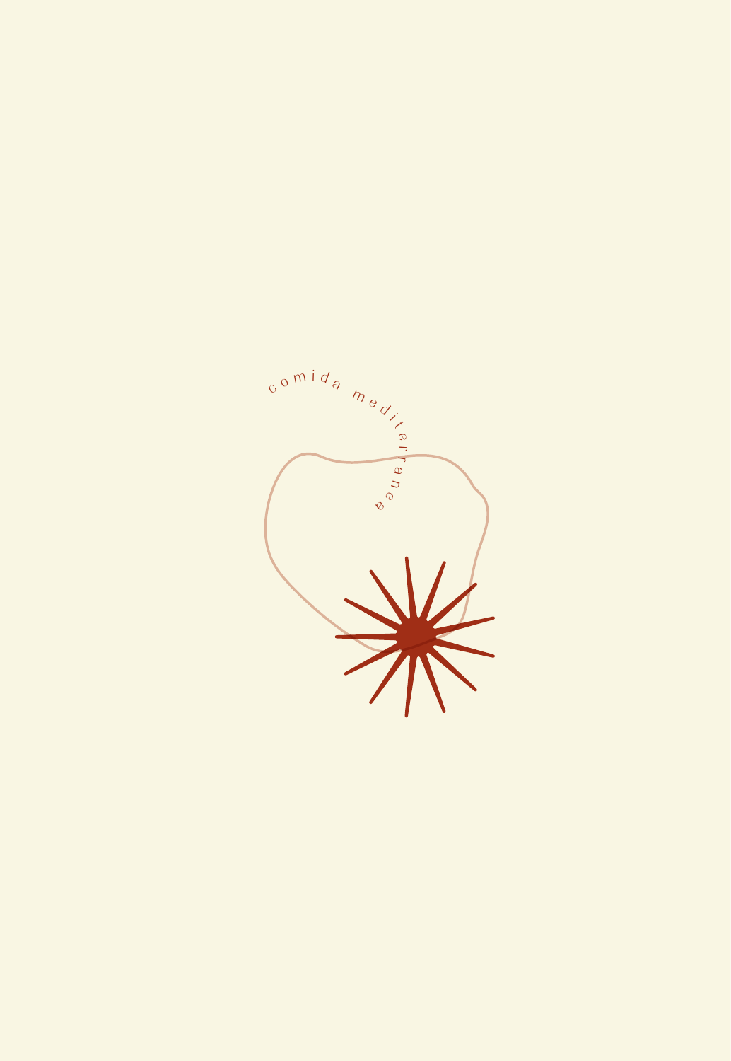comida mediterranea